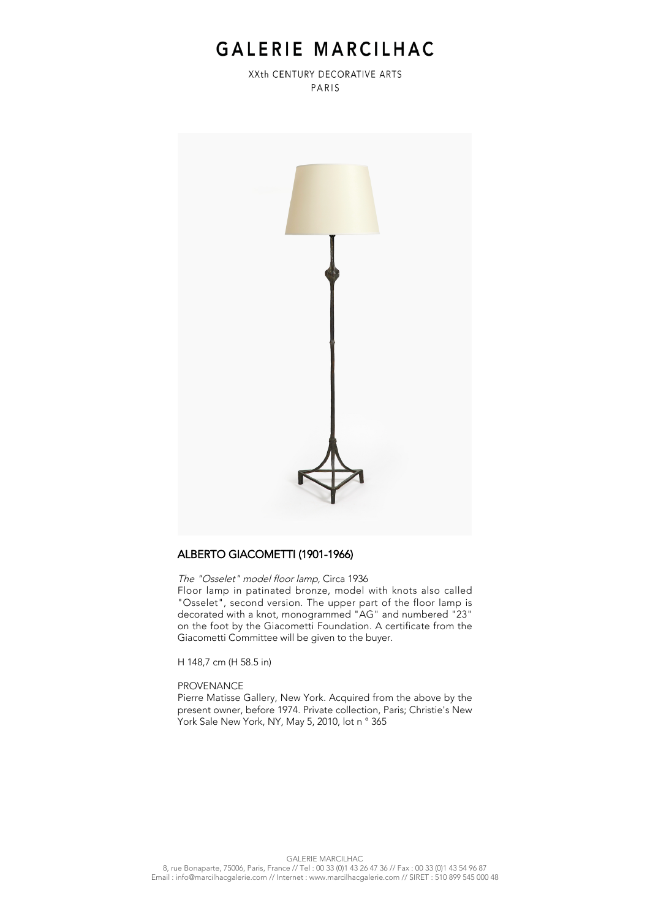# GALERIE MARCILHAC

XXth CENTURY DECORATIVE ARTS
PARIS

## ALBERTO GIACOMETTI (1901-1966)

*The "Osselet" model floor lamp,* Circa 1936

Floor lamp in patinated bronze, model with knots also called "Osselet", second version. The upper part of the floor lamp is decorated with a knot, monogrammed "AG" and numbered "23" on the foot by the Giacometti Foundation. A certificate from the Giacometti Committee will be given to the buyer.

H 148,7 cm (H 58.5 in)

PROVENANCE

Pierre Matisse Gallery, New York. Acquired from the above by the present owner, before 1974. Private collection, Paris; Christie's New York Sale New York, NY, May 5, 2010, lot n ° 365

GALERIE MARCILHAC
8, rue Bonaparte, 75006, Paris, France // Tel : 00 33 (0)1 43 26 47 36 // Fax : 00 33 (0)1 43 54 96 87
Email : info@marcilhacgalerie.com // Internet : www.marcilhacgalerie.com // SIRET : 510 899 545 000 48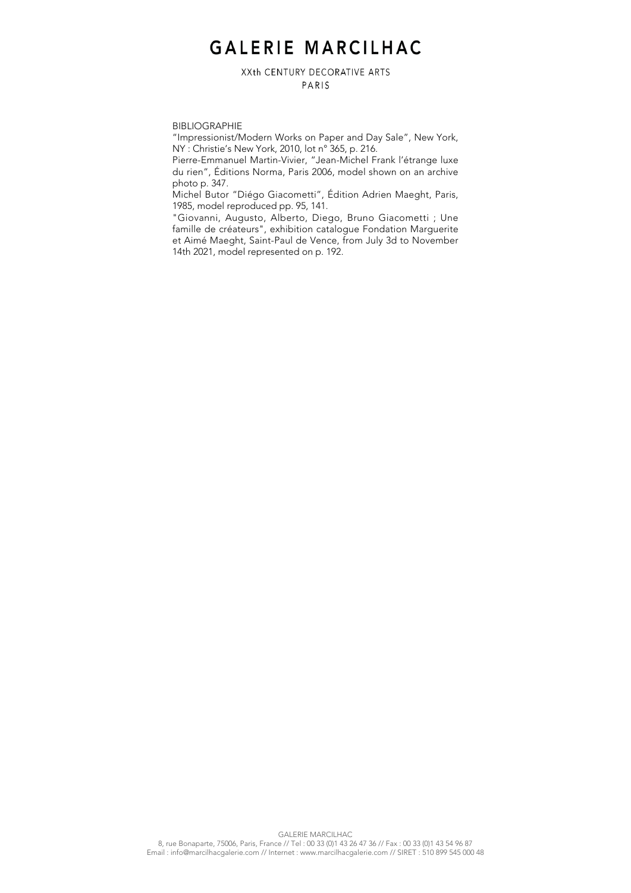BIBLIOGRAPHIE

"Impressionist/Modern Works on Paper and Day Sale", New York, NY : Christie's New York, 2010, lot n° 365, p. 216.

Pierre-Emmanuel Martin-Vivier, "Jean-Michel Frank l'étrange luxe du rien", Éditions Norma, Paris 2006, model shown on an archive photo p. 347.

Michel Butor "Diégo Giacometti", Édition Adrien Maeght, Paris, 1985, model reproduced pp. 95, 141.

"Giovanni, Augusto, Alberto, Diego, Bruno Giacometti ; Une famille de créateurs", exhibition catalogue Fondation Marguerite et Aimé Maeght, Saint-Paul de Vence, from July 3d to November 14th 2021, model represented on p. 192.